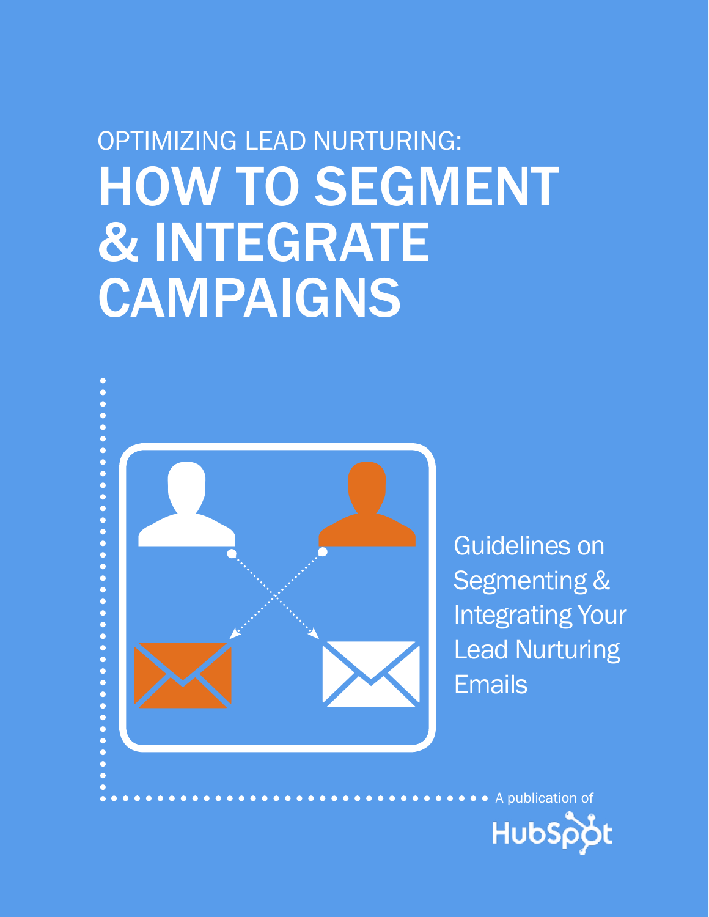OPTIMIZING LEAD NURTURING:

# HOW TO SEGMENT & INTEGRATE CAMPAIGNS

Guidelines on Segmenting & Integrating Your Lead Nurturing Emails

A publication of

HubSpot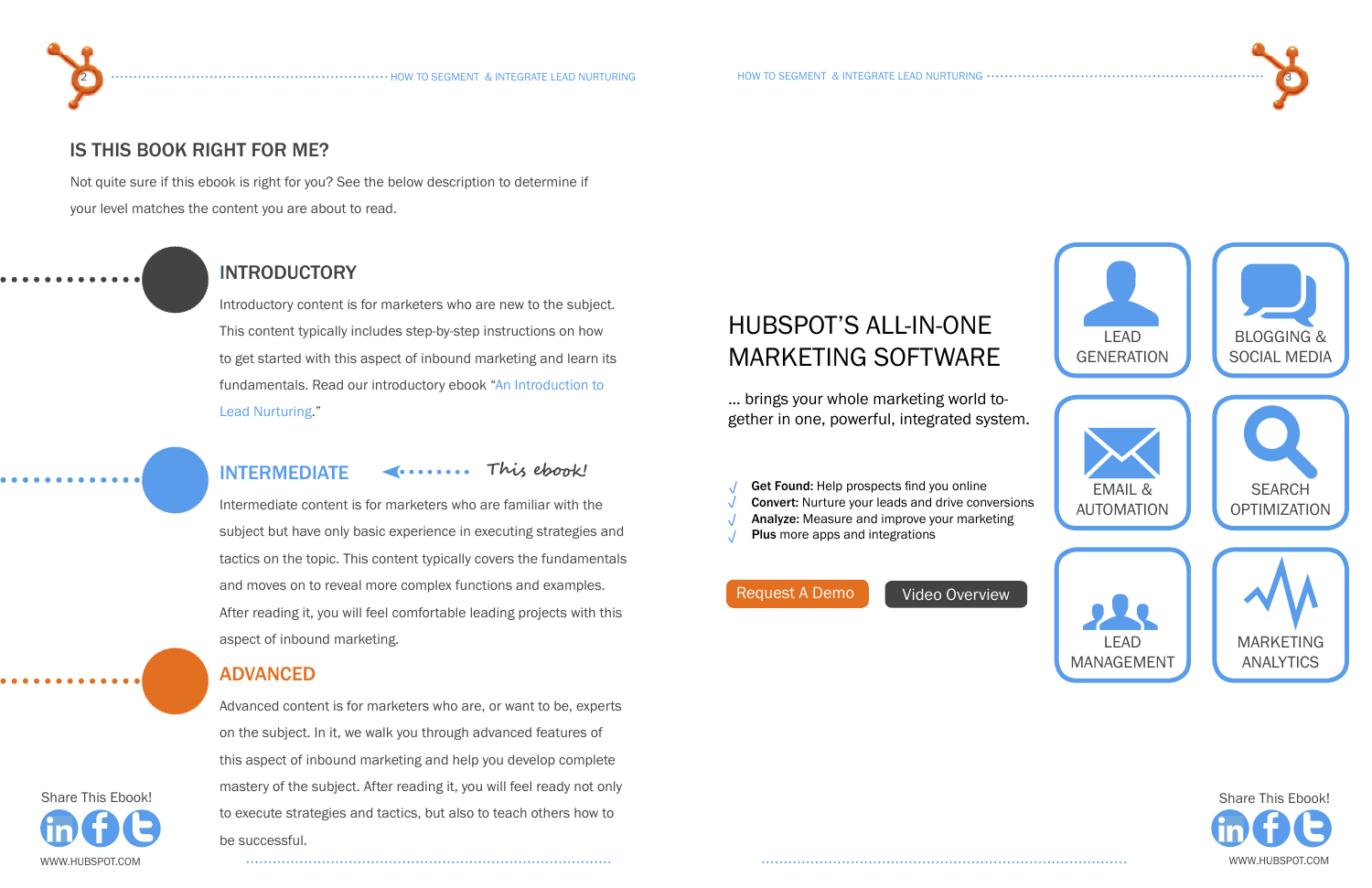## IS THIS BOOK RIGHT FOR ME?

Not quite sure if this ebook is right for you? See the below description to determine if your level matches the content you are about to read.

### INTRODUCTORY

Introductory content is for marketers who are new to the subject. This content typically includes step-by-step instructions on how to get started with this aspect of inbound marketing and learn its fundamentals. Read our introductory ebook "An Introduction to Lead Nurturing."

### INTERMEDIATE

*This ebook!*

Intermediate content is for marketers who are familiar with the subject but have only basic experience in executing strategies and tactics on the topic. This content typically covers the fundamentals and moves on to reveal more complex functions and examples. After reading it, you will feel comfortable leading projects with this aspect of inbound marketing.

### ADVANCED

Advanced content is for marketers who are, or want to be, experts on the subject. In it, we walk you through advanced features of this aspect of inbound marketing and help you develop complete mastery of the subject. After reading it, you will feel ready not only to execute strategies and tactics, but also to teach others how to be successful.

Share This Ebook!

WWW.HUBSPOT.COM

## HUBSPOT'S ALL-IN-ONE MARKETING SOFTWARE

... brings your whole marketing world together in one, powerful, integrated system.

- **Get Found:** Help prospects find you online
- **Convert:** Nurture your leads and drive conversions
- **Analyze:** Measure and improve your marketing
- **Plus** more apps and integrations

Request A Demo | Video Overview

LEAD GENERATION

BLOGGING & SOCIAL MEDIA

EMAIL & AUTOMATION

SEARCH OPTIMIZATION

LEAD MANAGEMENT

MARKETING ANALYTICS

Share This Ebook!

WWW.HUBSPOT.COM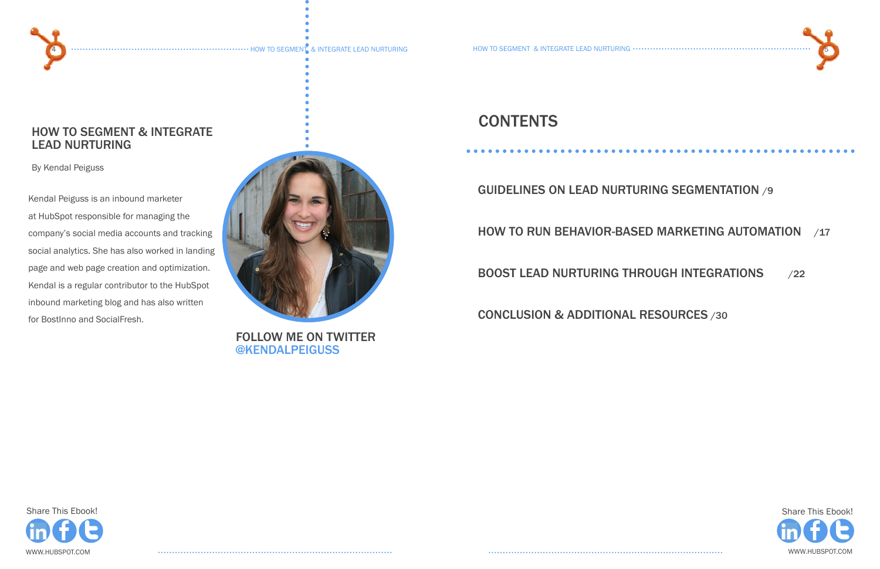## HOW TO SEGMENT & INTEGRATE LEAD NURTURING

By Kendal Peiguss

Kendal Peiguss is an inbound marketer at HubSpot responsible for managing the company's social media accounts and tracking social analytics. She has also worked in landing page and web page creation and optimization. Kendal is a regular contributor to the HubSpot inbound marketing blog and has also written for BostInno and SocialFresh.

FOLLOW ME ON TWITTER
@KENDALPEIGUSS

## CONTENTS

GUIDELINES ON LEAD NURTURING SEGMENTATION /9

HOW TO RUN BEHAVIOR-BASED MARKETING AUTOMATION /17

BOOST LEAD NURTURING THROUGH INTEGRATIONS /22

CONCLUSION & ADDITIONAL RESOURCES /30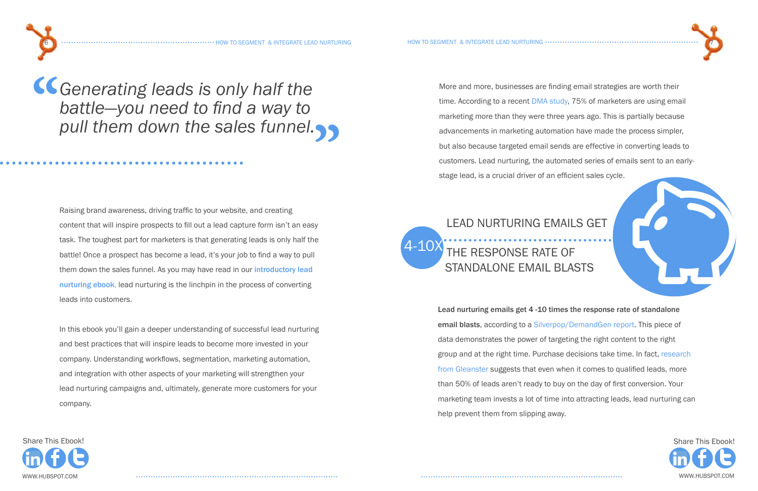> *"Generating leads is only half the battle—you need to find a way to pull them down the sales funnel."*

Raising brand awareness, driving traffic to your website, and creating content that will inspire prospects to fill out a lead capture form isn't an easy task. The toughest part for marketers is that generating leads is only half the battle! Once a prospect has become a lead, it's your job to find a way to pull them down the sales funnel. As you may have read in our **introductory lead nurturing ebook**, lead nurturing is the linchpin in the process of converting leads into customers.

In this ebook you'll gain a deeper understanding of successful lead nurturing and best practices that will inspire leads to become more invested in your company. Understanding workflows, segmentation, marketing automation, and integration with other aspects of your marketing will strengthen your lead nurturing campaigns and, ultimately, generate more customers for your company.

More and more, businesses are finding email strategies are worth their time. According to a recent DMA study, 75% of marketers are using email marketing more than they were three years ago. This is partially because advancements in marketing automation have made the process simpler, but also because targeted email sends are effective in converting leads to customers. Lead nurturing, the automated series of emails sent to an early-stage lead, is a crucial driver of an efficient sales cycle.

LEAD NURTURING EMAILS GET **4-10X** THE RESPONSE RATE OF STANDALONE EMAIL BLASTS

**Lead nurturing emails get 4 -10 times the response rate of standalone email blasts**, according to a Silverpop/DemandGen report. This piece of data demonstrates the power of targeting the right content to the right group and at the right time. Purchase decisions take time. In fact, research from Gleanster suggests that even when it comes to qualified leads, more than 50% of leads aren't ready to buy on the day of first conversion. Your marketing team invests a lot of time into attracting leads, lead nurturing can help prevent them from slipping away.

Share This Ebook!

WWW.HUBSPOT.COM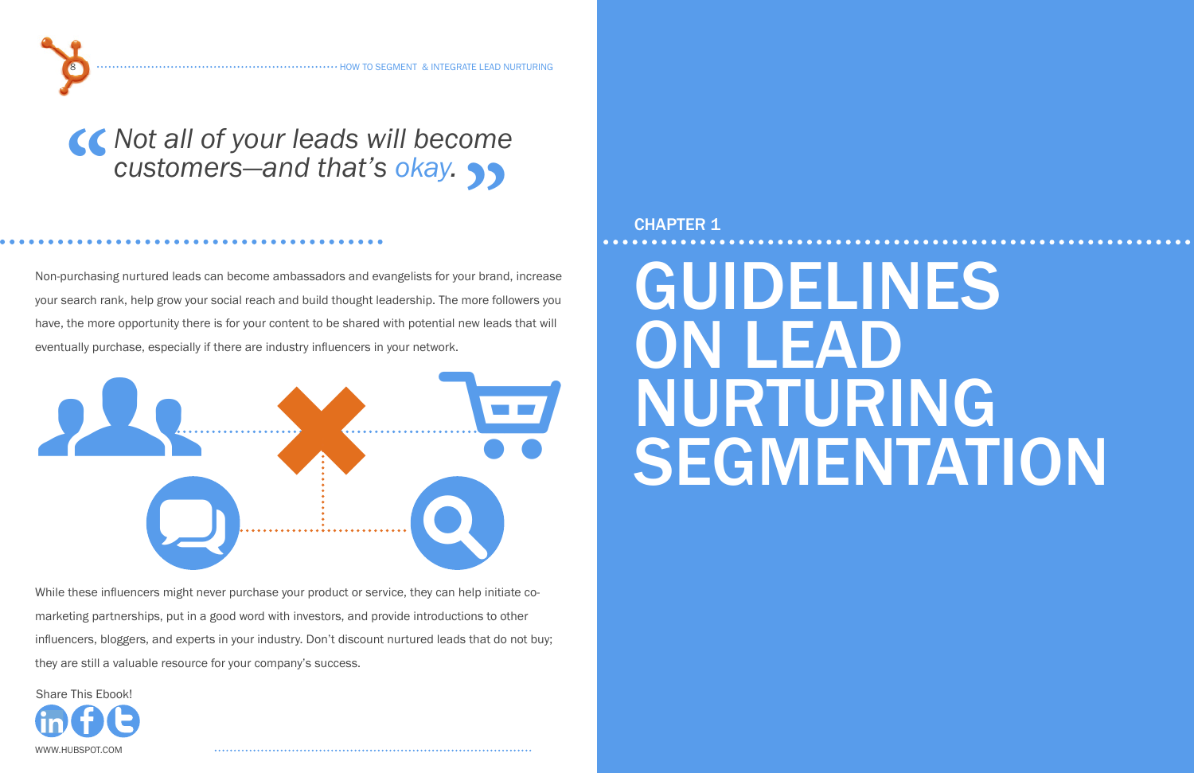> *Not all of your leads will become customers—and that's okay.*

Non-purchasing nurtured leads can become ambassadors and evangelists for your brand, increase your search rank, help grow your social reach and build thought leadership. The more followers you have, the more opportunity there is for your content to be shared with potential new leads that will eventually purchase, especially if there are industry influencers in your network.

While these influencers might never purchase your product or service, they can help initiate co-marketing partnerships, put in a good word with investors, and provide introductions to other influencers, bloggers, and experts in your industry. Don't discount nurtured leads that do not buy; they are still a valuable resource for your company's success.

Share This Ebook!

CHAPTER 1

# GUIDELINES ON LEAD NURTURING SEGMENTATION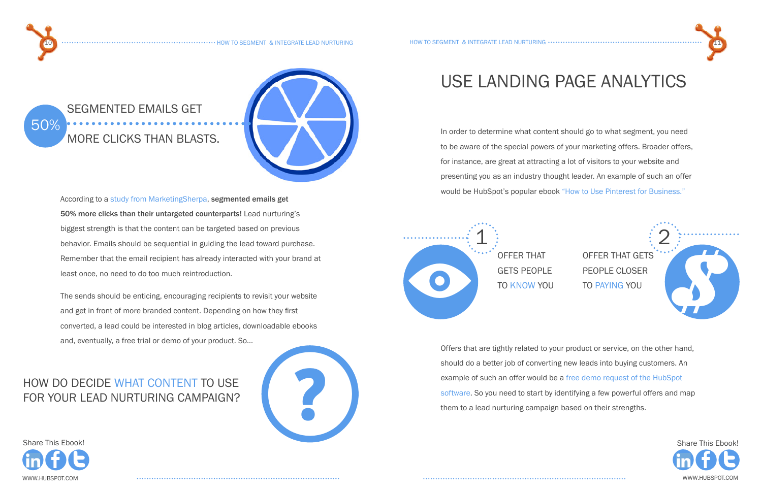## 50% SEGMENTED EMAILS GET MORE CLICKS THAN BLASTS.

According to a study from MarketingSherpa, **segmented emails get 50% more clicks than their untargeted counterparts!** Lead nurturing's biggest strength is that the content can be targeted based on previous behavior. Emails should be sequential in guiding the lead toward purchase. Remember that the email recipient has already interacted with your brand at least once, no need to do too much reintroduction.

The sends should be enticing, encouraging recipients to revisit your website and get in front of more branded content. Depending on how they first converted, a lead could be interested in blog articles, downloadable ebooks and, eventually, a free trial or demo of your product. So...

## HOW DO DECIDE WHAT CONTENT TO USE FOR YOUR LEAD NURTURING CAMPAIGN?

# USE LANDING PAGE ANALYTICS

In order to determine what content should go to what segment, you need to be aware of the special powers of your marketing offers. Broader offers, for instance, are great at attracting a lot of visitors to your website and presenting you as an industry thought leader. An example of such an offer would be HubSpot's popular ebook "How to Use Pinterest for Business."

1. OFFER THAT GETS PEOPLE TO KNOW YOU
2. OFFER THAT GETS PEOPLE CLOSER TO PAYING YOU

Offers that are tightly related to your product or service, on the other hand, should do a better job of converting new leads into buying customers. An example of such an offer would be a free demo request of the HubSpot software. So you need to start by identifying a few powerful offers and map them to a lead nurturing campaign based on their strengths.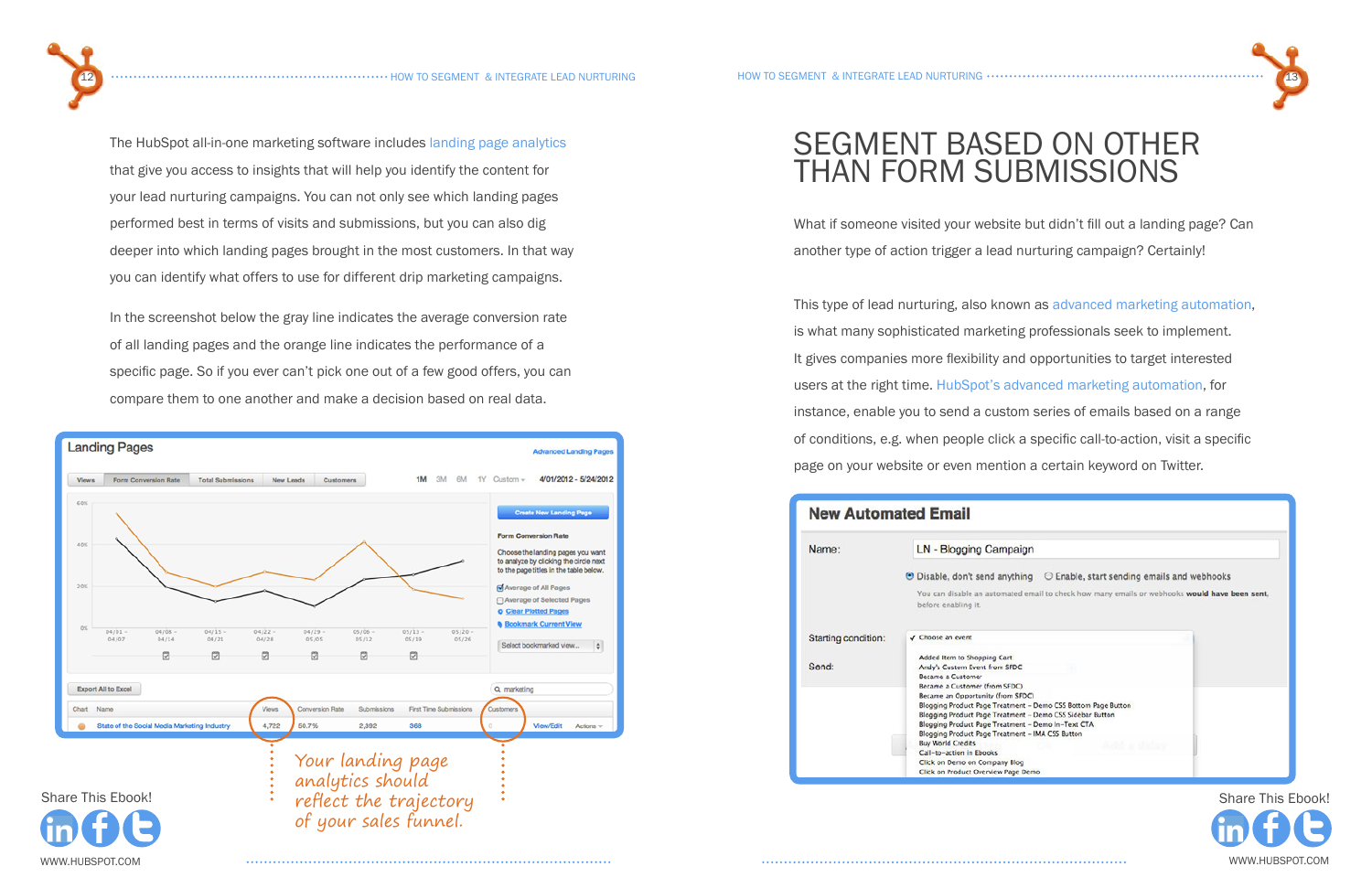The HubSpot all-in-one marketing software includes landing page analytics that give you access to insights that will help you identify the content for your lead nurturing campaigns. You can not only see which landing pages performed best in terms of visits and submissions, but you can also dig deeper into which landing pages brought in the most customers. In that way you can identify what offers to use for different drip marketing campaigns.

In the screenshot below the gray line indicates the average conversion rate of all landing pages and the orange line indicates the performance of a specific page. So if you ever can't pick one out of a few good offers, you can compare them to one another and make a decision based on real data.

*Your landing page analytics should reflect the trajectory of your sales funnel.*

# SEGMENT BASED ON OTHER THAN FORM SUBMISSIONS

What if someone visited your website but didn't fill out a landing page? Can another type of action trigger a lead nurturing campaign? Certainly!

This type of lead nurturing, also known as advanced marketing automation, is what many sophisticated marketing professionals seek to implement. It gives companies more flexibility and opportunities to target interested users at the right time. HubSpot's advanced marketing automation, for instance, enable you to send a custom series of emails based on a range of conditions, e.g. when people click a specific call-to-action, visit a specific page on your website or even mention a certain keyword on Twitter.

Share This Ebook!

WWW.HUBSPOT.COM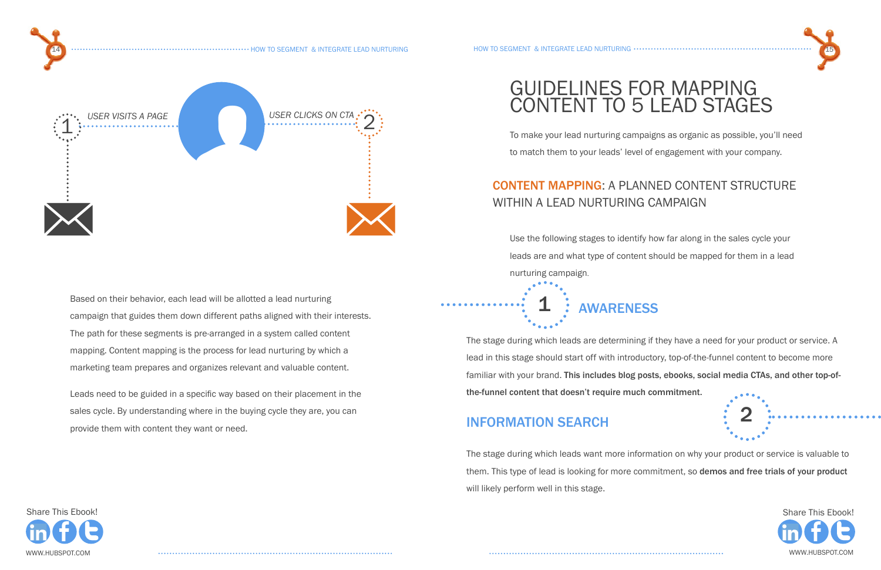1 USER VISITS A PAGE

USER CLICKS ON CTA 2

Based on their behavior, each lead will be allotted a lead nurturing campaign that guides them down different paths aligned with their interests. The path for these segments is pre-arranged in a system called content mapping. Content mapping is the process for lead nurturing by which a marketing team prepares and organizes relevant and valuable content.

Leads need to be guided in a specific way based on their placement in the sales cycle. By understanding where in the buying cycle they are, you can provide them with content they want or need.

# GUIDELINES FOR MAPPING CONTENT TO 5 LEAD STAGES

To make your lead nurturing campaigns as organic as possible, you'll need to match them to your leads' level of engagement with your company.

## CONTENT MAPPING: A PLANNED CONTENT STRUCTURE WITHIN A LEAD NURTURING CAMPAIGN

Use the following stages to identify how far along in the sales cycle your leads are and what type of content should be mapped for them in a lead nurturing campaign.

### 1 AWARENESS

The stage during which leads are determining if they have a need for your product or service. A lead in this stage should start off with introductory, top-of-the-funnel content to become more familiar with your brand. **This includes blog posts, ebooks, social media CTAs, and other top-of-the-funnel content that doesn't require much commitment.**

### 2 INFORMATION SEARCH

The stage during which leads want more information on why your product or service is valuable to them. This type of lead is looking for more commitment, so **demos and free trials of your product** will likely perform well in this stage.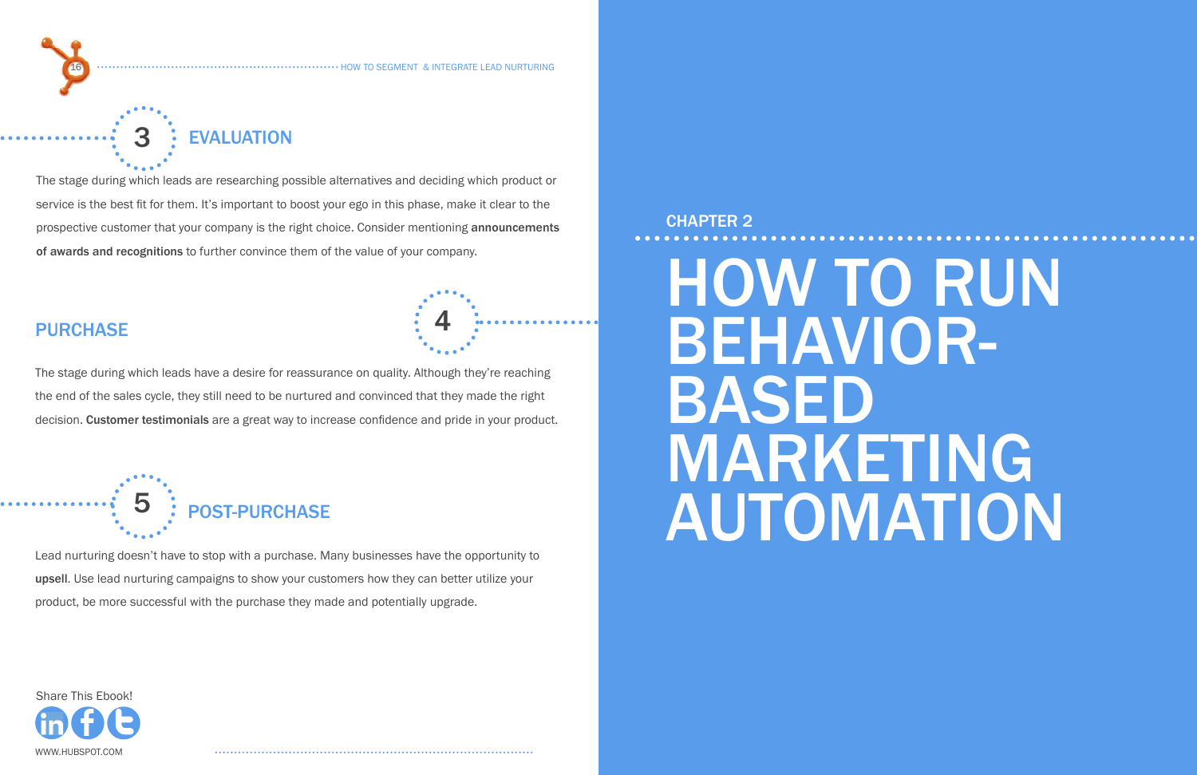## 3 EVALUATION

The stage during which leads are researching possible alternatives and deciding which product or service is the best fit for them. It's important to boost your ego in this phase, make it clear to the prospective customer that your company is the right choice. Consider mentioning **announcements of awards and recognitions** to further convince them of the value of your company.

## 4 PURCHASE

The stage during which leads have a desire for reassurance on quality. Although they're reaching the end of the sales cycle, they still need to be nurtured and convinced that they made the right decision. **Customer testimonials** are a great way to increase confidence and pride in your product.

## 5 POST-PURCHASE

Lead nurturing doesn't have to stop with a purchase. Many businesses have the opportunity to **upsell**. Use lead nurturing campaigns to show your customers how they can better utilize your product, be more successful with the purchase they made and potentially upgrade.

Share This Ebook!

WWW.HUBSPOT.COM

CHAPTER 2

# HOW TO RUN BEHAVIOR-BASED MARKETING AUTOMATION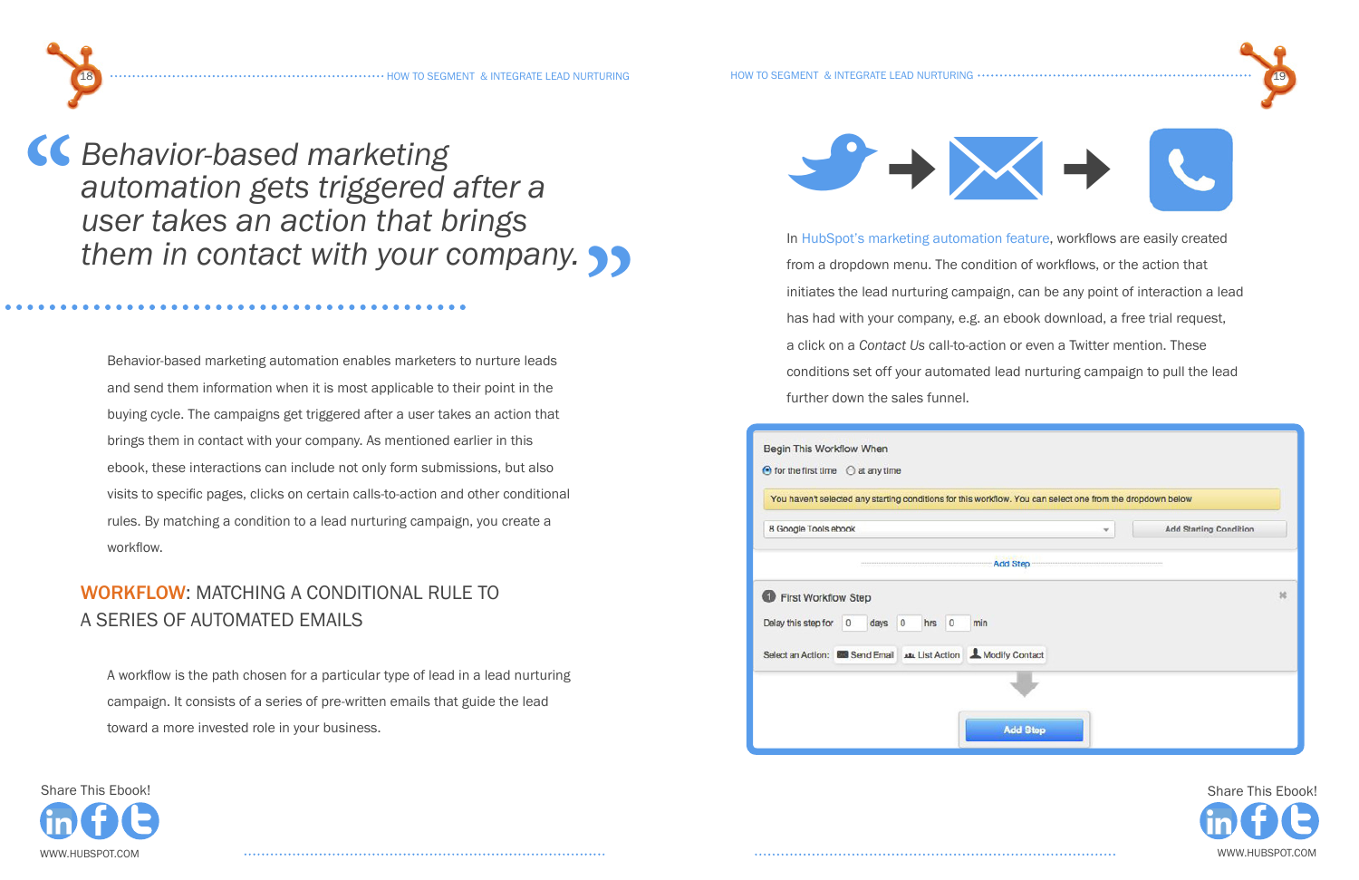> “Behavior-based marketing automation gets triggered after a user takes an action that brings them in contact with your company.”

Behavior-based marketing automation enables marketers to nurture leads and send them information when it is most applicable to their point in the buying cycle. The campaigns get triggered after a user takes an action that brings them in contact with your company. As mentioned earlier in this ebook, these interactions can include not only form submissions, but also visits to specific pages, clicks on certain calls-to-action and other conditional rules. By matching a condition to a lead nurturing campaign, you create a workflow.

## WORKFLOW: MATCHING A CONDITIONAL RULE TO A SERIES OF AUTOMATED EMAILS

A workflow is the path chosen for a particular type of lead in a lead nurturing campaign. It consists of a series of pre-written emails that guide the lead toward a more invested role in your business.

In HubSpot's marketing automation feature, workflows are easily created from a dropdown menu. The condition of workflows, or the action that initiates the lead nurturing campaign, can be any point of interaction a lead has had with your company, e.g. an ebook download, a free trial request, a click on a *Contact Us* call-to-action or even a Twitter mention. These conditions set off your automated lead nurturing campaign to pull the lead further down the sales funnel.

Begin This Workflow When

for the first time | at any time

You haven't selected any starting conditions for this workflow. You can select one from the dropdown below

8 Google Tools ebook | Add Starting Condition

Add Step

First Workflow Step

Delay this step for 0 days 0 hrs 0 min

Select an Action: Send Email | List Action | Modify Contact

Add Step

Share This Ebook!

Share This Ebook!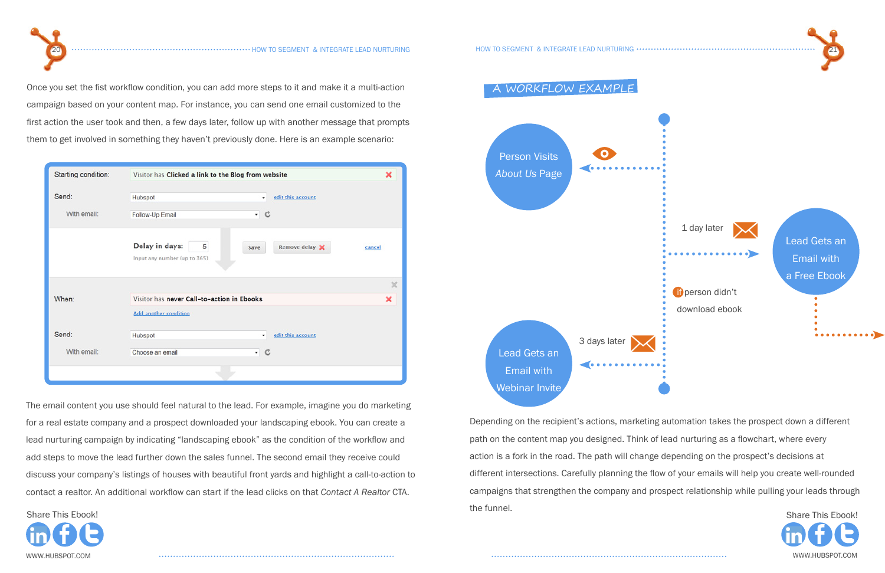Once you set the fist workflow condition, you can add more steps to it and make it a multi-action campaign based on your content map. For instance, you can send one email customized to the first action the user took and then, a few days later, follow up with another message that prompts them to get involved in something they haven't previously done. Here is an example scenario:

| | |
|---|---|
| Starting condition: | Visitor has **Clicked a link to the Blog from website** |
| Send: | Hubspot — edit this account |
| With email: | Follow-Up Email |
| **Delay in days:** | 5 — Save — Remove delay — cancel |
| | Input any number (up to 365) |
| When: | Visitor has **never Call-to-action in Ebooks** |
| | Add another condition |
| Send: | Hubspot — edit this account |
| With email: | Choose an email |

The email content you use should feel natural to the lead. For example, imagine you do marketing for a real estate company and a prospect downloaded your landscaping ebook. You can create a lead nurturing campaign by indicating "landscaping ebook" as the condition of the workflow and add steps to move the lead further down the sales funnel. The second email they receive could discuss your company's listings of houses with beautiful front yards and highlight a call-to-action to contact a realtor. An additional workflow can start if the lead clicks on that *Contact A Realtor* CTA.

Share This Ebook!

## A WORKFLOW EXAMPLE

Person Visits *About Us* Page

1 day later

Lead Gets an Email with a Free Ebook

If person didn't download ebook

3 days later

Lead Gets an Email with Webinar Invite

Depending on the recipient's actions, marketing automation takes the prospect down a different path on the content map you designed. Think of lead nurturing as a flowchart, where every action is a fork in the road. The path will change depending on the prospect's decisions at different intersections. Carefully planning the flow of your emails will help you create well-rounded campaigns that strengthen the company and prospect relationship while pulling your leads through the funnel.

Share This Ebook!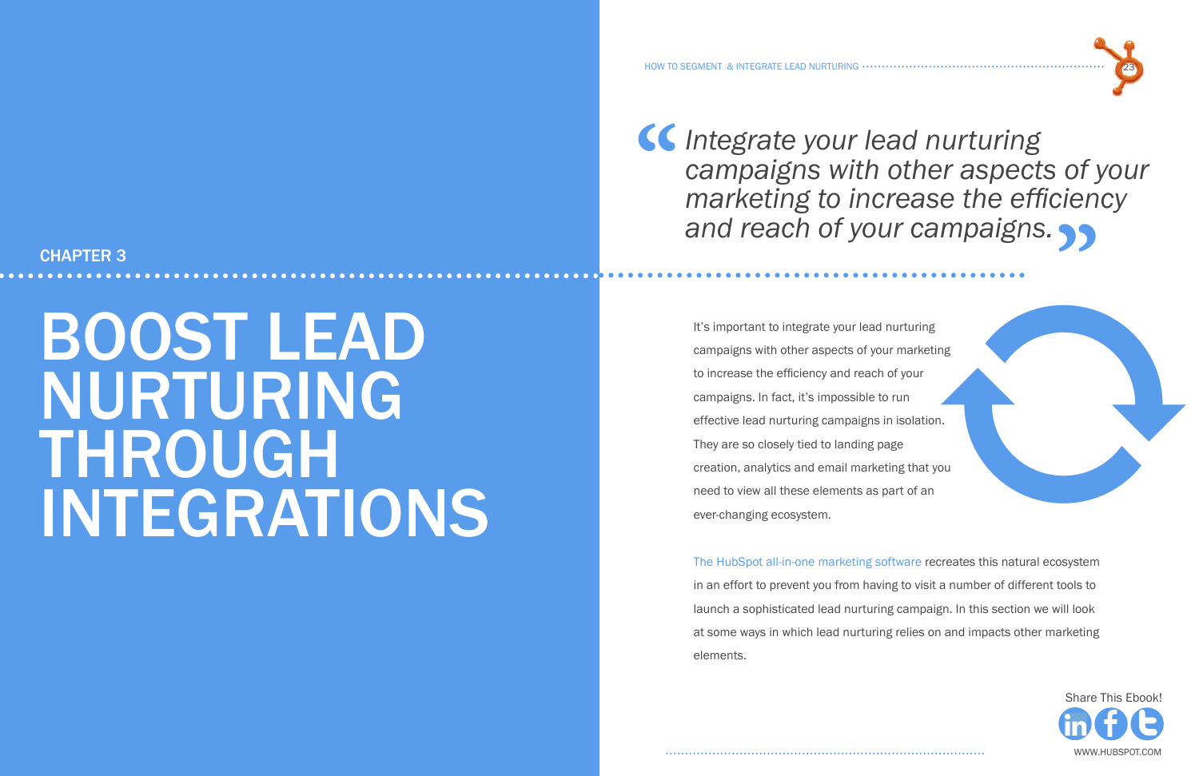CHAPTER 3

# BOOST LEAD NURTURING THROUGH INTEGRATIONS

> *"Integrate your lead nurturing campaigns with other aspects of your marketing to increase the efficiency and reach of your campaigns."*

It's important to integrate your lead nurturing campaigns with other aspects of your marketing to increase the efficiency and reach of your campaigns. In fact, it's impossible to run effective lead nurturing campaigns in isolation. They are so closely tied to landing page creation, analytics and email marketing that you need to view all these elements as part of an ever-changing ecosystem.

The HubSpot all-in-one marketing software recreates this natural ecosystem in an effort to prevent you from having to visit a number of different tools to launch a sophisticated lead nurturing campaign. In this section we will look at some ways in which lead nurturing relies on and impacts other marketing elements.

Share This Ebook!

WWW.HUBSPOT.COM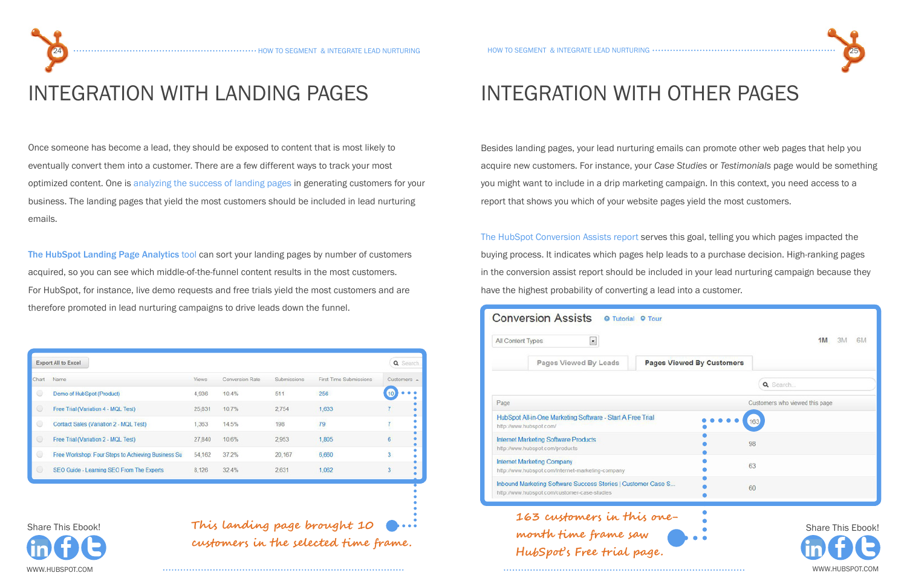# INTEGRATION WITH LANDING PAGES

Once someone has become a lead, they should be exposed to content that is most likely to eventually convert them into a customer. There are a few different ways to track your most optimized content. One is analyzing the success of landing pages in generating customers for your business. The landing pages that yield the most customers should be included in lead nurturing emails.

The HubSpot Landing Page Analytics tool can sort your landing pages by number of customers acquired, so you can see which middle-of-the-funnel content results in the most customers. For HubSpot, for instance, live demo requests and free trials yield the most customers and are therefore promoted in lead nurturing campaigns to drive leads down the funnel.

| Chart | Name | Views | Conversion Rate | Submissions | First Time Submissions | Customers |
|---|---|---|---|---|---|---|
| | Demo of HubSpot (Product) | 4,936 | 10.4% | 511 | 256 | 10 |
| | Free Trial (Variation 4 - MQL Test) | 25,831 | 10.7% | 2,754 | 1,633 | 7 |
| | Contact Sales (Variation 2 - MQL Test) | 1,363 | 14.5% | 198 | 79 | 7 |
| | Free Trial (Variation 2 - MQL Test) | 27,840 | 10.6% | 2,953 | 1,805 | 6 |
| | Free Workshop: Four Steps to Achieving Business Su | 54,162 | 37.2% | 20,167 | 6,680 | 3 |
| | SEO Guide - Learning SEO From The Experts | 8,126 | 32.4% | 2,631 | 1,062 | 3 |

This landing page brought 10 customers in the selected time frame.

# INTEGRATION WITH OTHER PAGES

Besides landing pages, your lead nurturing emails can promote other web pages that help you acquire new customers. For instance, your *Case Studies* or *Testimonials* page would be something you might want to include in a drip marketing campaign. In this context, you need access to a report that shows you which of your website pages yield the most customers.

The HubSpot Conversion Assists report serves this goal, telling you which pages impacted the buying process. It indicates which pages help leads to a purchase decision. High-ranking pages in the conversion assist report should be included in your lead nurturing campaign because they have the highest probability of converting a lead into a customer.

**Conversion Assists** — Pages Viewed By Customers (1M)

| Page | Customers who viewed this page |
|---|---|
| HubSpot All-in-One Marketing Software - Start A Free Trial (http://www.hubspot.com/) | 163 |
| Internet Marketing Software Products (http://www.hubspot.com/products) | 98 |
| Internet Marketing Company (http://www.hubspot.com/internet-marketing-company) | 63 |
| Inbound Marketing Software Success Stories \| Customer Case S... (http://www.hubspot.com/customer-case-studies) | 60 |

163 customers in this one-month time frame saw HubSpot's Free trial page.

Share This Ebook!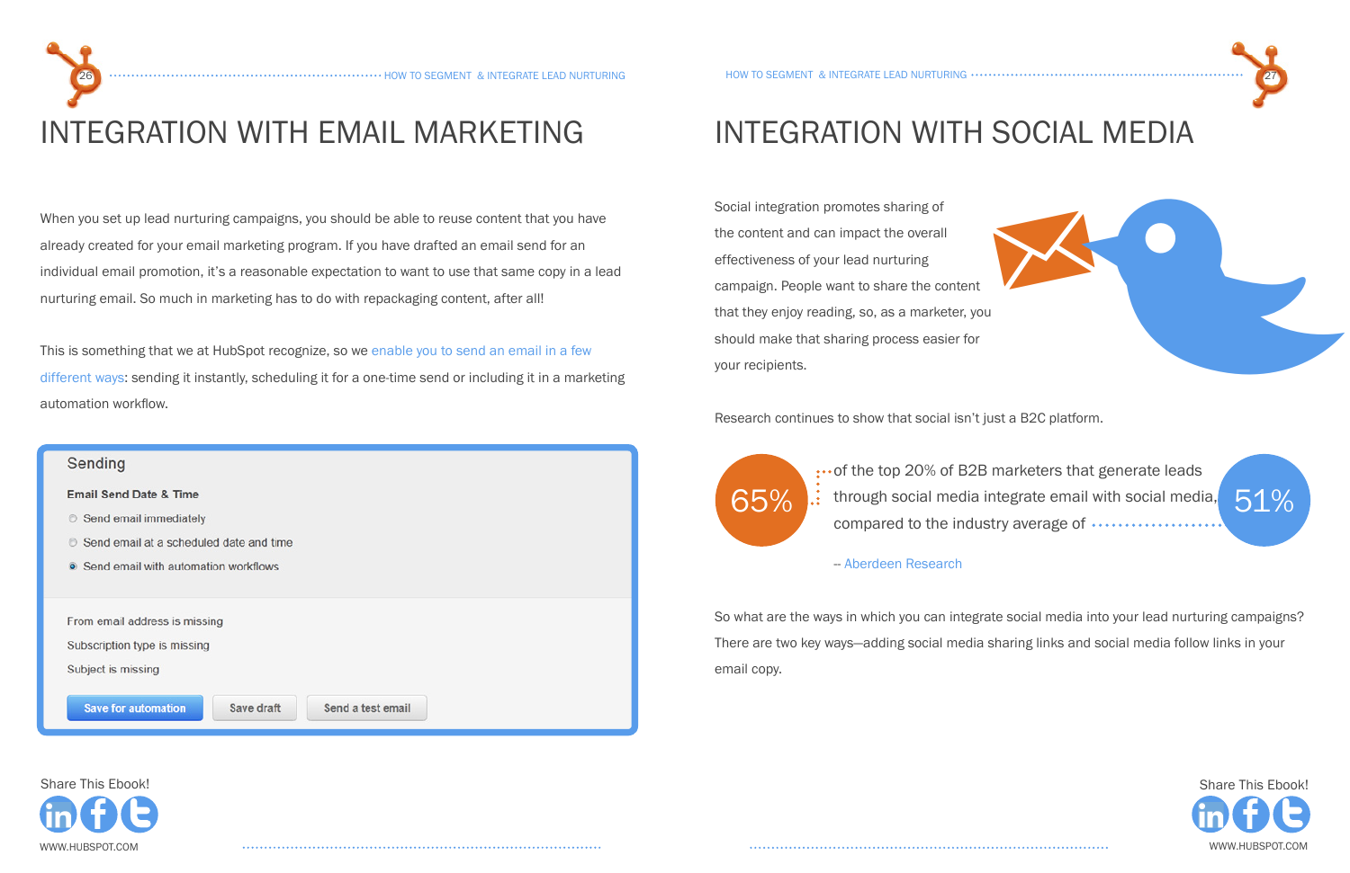# INTEGRATION WITH EMAIL MARKETING

When you set up lead nurturing campaigns, you should be able to reuse content that you have already created for your email marketing program. If you have drafted an email send for an individual email promotion, it's a reasonable expectation to want to use that same copy in a lead nurturing email. So much in marketing has to do with repackaging content, after all!

This is something that we at HubSpot recognize, so we enable you to send an email in a few different ways: sending it instantly, scheduling it for a one-time send or including it in a marketing automation workflow.

**Sending**

**Email Send Date & Time**

- Send email immediately
- Send email at a scheduled date and time
- Send email with automation workflows

From email address is missing

Subscription type is missing

Subject is missing

Save for automation | Save draft | Send a test email

# INTEGRATION WITH SOCIAL MEDIA

Social integration promotes sharing of the content and can impact the overall effectiveness of your lead nurturing campaign. People want to share the content that they enjoy reading, so, as a marketer, you should make that sharing process easier for your recipients.

Research continues to show that social isn't just a B2C platform.

65% of the top 20% of B2B marketers that generate leads through social media integrate email with social media, compared to the industry average of 51%

-- Aberdeen Research

So what are the ways in which you can integrate social media into your lead nurturing campaigns? There are two key ways—adding social media sharing links and social media follow links in your email copy.

Share This Ebook!

Share This Ebook!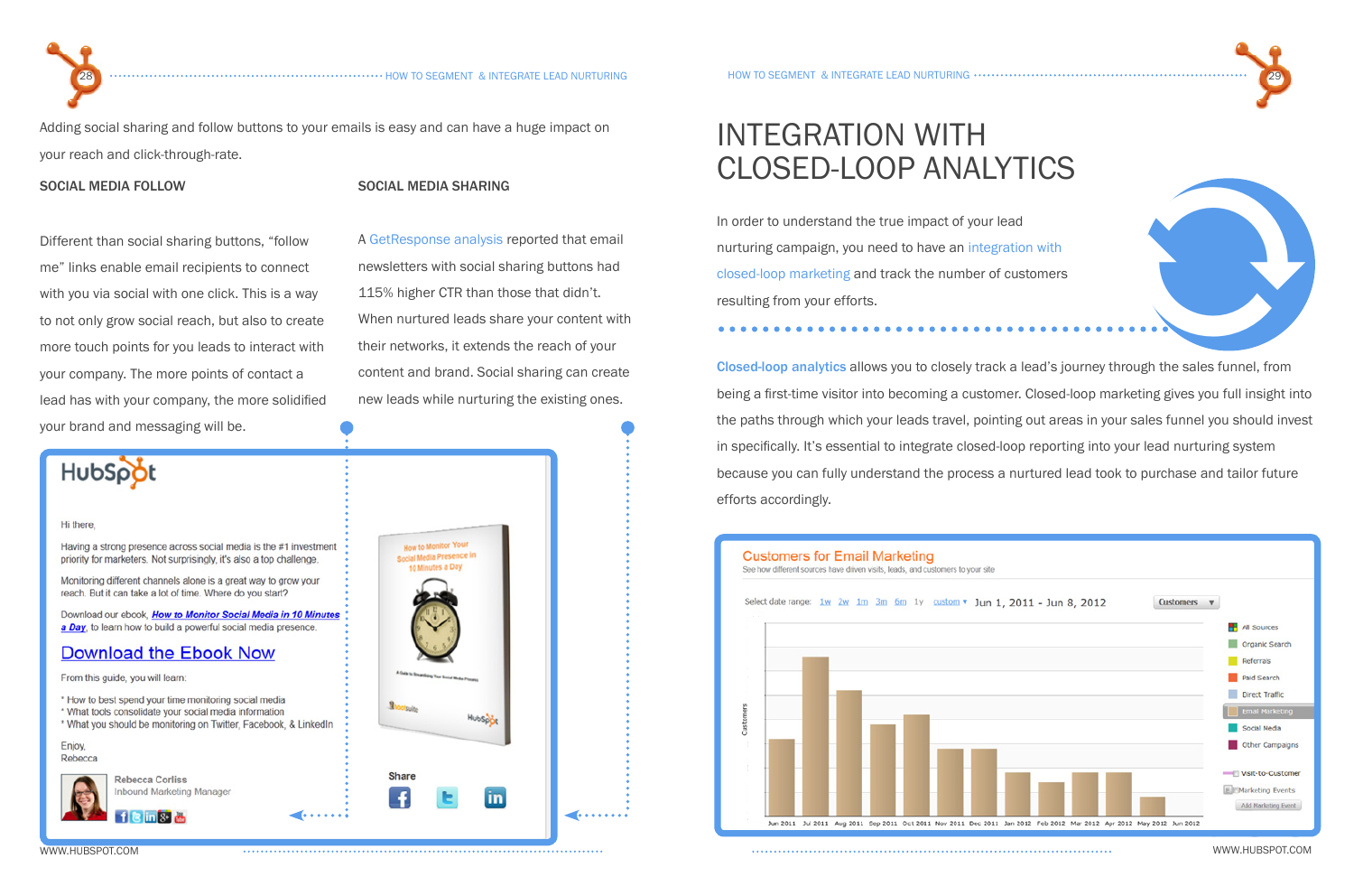Adding social sharing and follow buttons to your emails is easy and can have a huge impact on your reach and click-through-rate.

### SOCIAL MEDIA FOLLOW

Different than social sharing buttons, "follow me" links enable email recipients to connect with you via social with one click. This is a way to not only grow social reach, but also to create more touch points for you leads to interact with your company. The more points of contact a lead has with your company, the more solidified your brand and messaging will be.

### SOCIAL MEDIA SHARING

A GetResponse analysis reported that email newsletters with social sharing buttons had 115% higher CTR than those that didn't. When nurtured leads share your content with their networks, it extends the reach of your content and brand. Social sharing can create new leads while nurturing the existing ones.

# INTEGRATION WITH CLOSED-LOOP ANALYTICS

In order to understand the true impact of your lead nurturing campaign, you need to have an integration with closed-loop marketing and track the number of customers resulting from your efforts.

Closed-loop analytics allows you to closely track a lead's journey through the sales funnel, from being a first-time visitor into becoming a customer. Closed-loop marketing gives you full insight into the paths through which your leads travel, pointing out areas in your sales funnel you should invest in specifically. It's essential to integrate closed-loop reporting into your lead nurturing system because you can fully understand the process a nurtured lead took to purchase and tailor future efforts accordingly.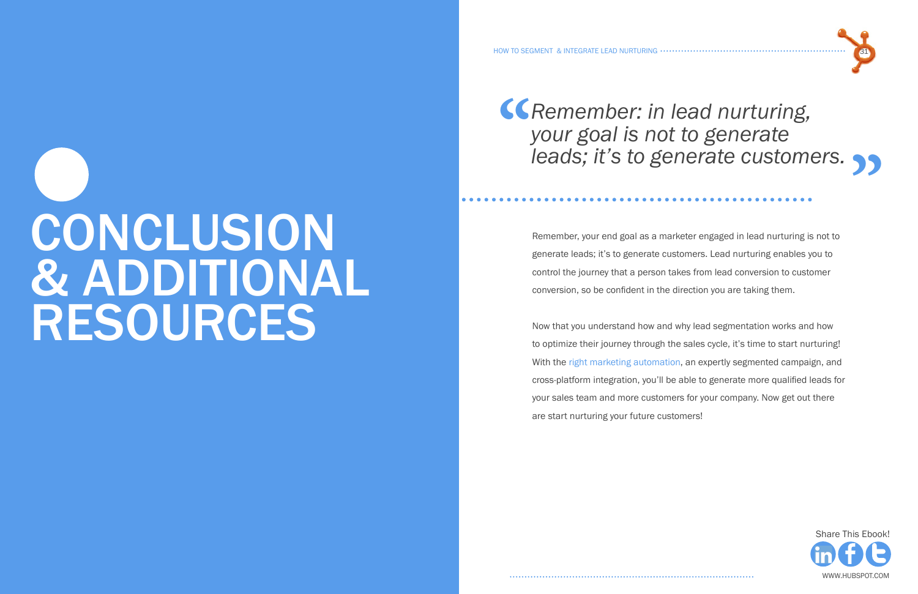# CONCLUSION & ADDITIONAL RESOURCES

> *Remember: in lead nurturing, your goal is not to generate leads; it's to generate customers.*

Remember, your end goal as a marketer engaged in lead nurturing is not to generate leads; it's to generate customers. Lead nurturing enables you to control the journey that a person takes from lead conversion to customer conversion, so be confident in the direction you are taking them.

Now that you understand how and why lead segmentation works and how to optimize their journey through the sales cycle, it's time to start nurturing! With the right marketing automation, an expertly segmented campaign, and cross-platform integration, you'll be able to generate more qualified leads for your sales team and more customers for your company. Now get out there are start nurturing your future customers!

Share This Ebook!

WWW.HUBSPOT.COM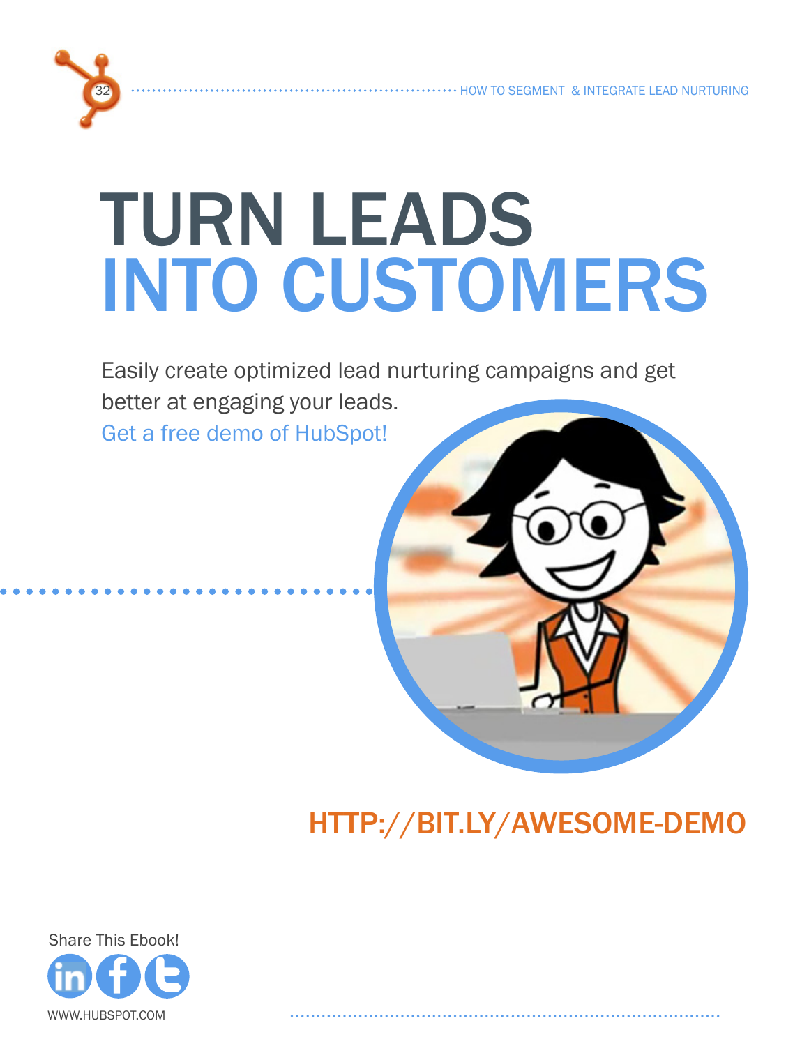# TURN LEADS INTO CUSTOMERS

Easily create optimized lead nurturing campaigns and get better at engaging your leads.
Get a free demo of HubSpot!

HTTP://BIT.LY/AWESOME-DEMO

Share This Ebook!

WWW.HUBSPOT.COM